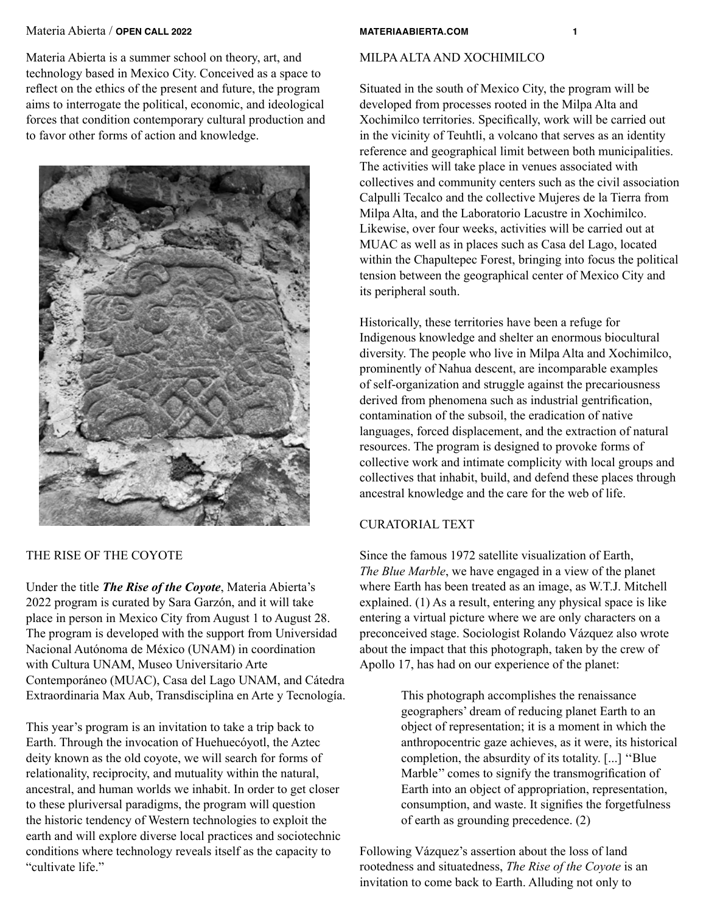Materia Abierta is a summer school on theory, art, and technology based in Mexico City. Conceived as a space to reflect on the ethics of the present and future, the program aims to interrogate the political, economic, and ideological forces that condition contemporary cultural production and to favor other forms of action and knowledge.

## THE RISE OF THE COYOTE

Under the title ***The Rise of the Coyote***, Materia Abierta's 2022 program is curated by Sara Garzón, and it will take place in person in Mexico City from August 1 to August 28. The program is developed with the support from Universidad Nacional Autónoma de México (UNAM) in coordination with Cultura UNAM, Museo Universitario Arte Contemporáneo (MUAC), Casa del Lago UNAM, and Cátedra Extraordinaria Max Aub, Transdisciplina en Arte y Tecnología.

This year's program is an invitation to take a trip back to Earth. Through the invocation of Huehuecóyotl, the Aztec deity known as the old coyote, we will search for forms of relationality, reciprocity, and mutuality within the natural, ancestral, and human worlds we inhabit. In order to get closer to these pluriversal paradigms, the program will question the historic tendency of Western technologies to exploit the earth and will explore diverse local practices and sociotechnic conditions where technology reveals itself as the capacity to "cultivate life."

## MILPA ALTA AND XOCHIMILCO

Situated in the south of Mexico City, the program will be developed from processes rooted in the Milpa Alta and Xochimilco territories. Specifically, work will be carried out in the vicinity of Teuhtli, a volcano that serves as an identity reference and geographical limit between both municipalities. The activities will take place in venues associated with collectives and community centers such as the civil association Calpulli Tecalco and the collective Mujeres de la Tierra from Milpa Alta, and the Laboratorio Lacustre in Xochimilco. Likewise, over four weeks, activities will be carried out at MUAC as well as in places such as Casa del Lago, located within the Chapultepec Forest, bringing into focus the political tension between the geographical center of Mexico City and its peripheral south.

Historically, these territories have been a refuge for Indigenous knowledge and shelter an enormous biocultural diversity. The people who live in Milpa Alta and Xochimilco, prominently of Nahua descent, are incomparable examples of self-organization and struggle against the precariousness derived from phenomena such as industrial gentrification, contamination of the subsoil, the eradication of native languages, forced displacement, and the extraction of natural resources. The program is designed to provoke forms of collective work and intimate complicity with local groups and collectives that inhabit, build, and defend these places through ancestral knowledge and the care for the web of life.

## CURATORIAL TEXT

Since the famous 1972 satellite visualization of Earth, *The Blue Marble*, we have engaged in a view of the planet where Earth has been treated as an image, as W.T.J. Mitchell explained. (1) As a result, entering any physical space is like entering a virtual picture where we are only characters on a preconceived stage. Sociologist Rolando Vázquez also wrote about the impact that this photograph, taken by the crew of Apollo 17, has had on our experience of the planet:

> This photograph accomplishes the renaissance geographers' dream of reducing planet Earth to an object of representation; it is a moment in which the anthropocentric gaze achieves, as it were, its historical completion, the absurdity of its totality. [...] "Blue Marble" comes to signify the transmogrification of Earth into an object of appropriation, representation, consumption, and waste. It signifies the forgetfulness of earth as grounding precedence. (2)

Following Vázquez's assertion about the loss of land rootedness and situatedness, *The Rise of the Coyote* is an invitation to come back to Earth. Alluding not only to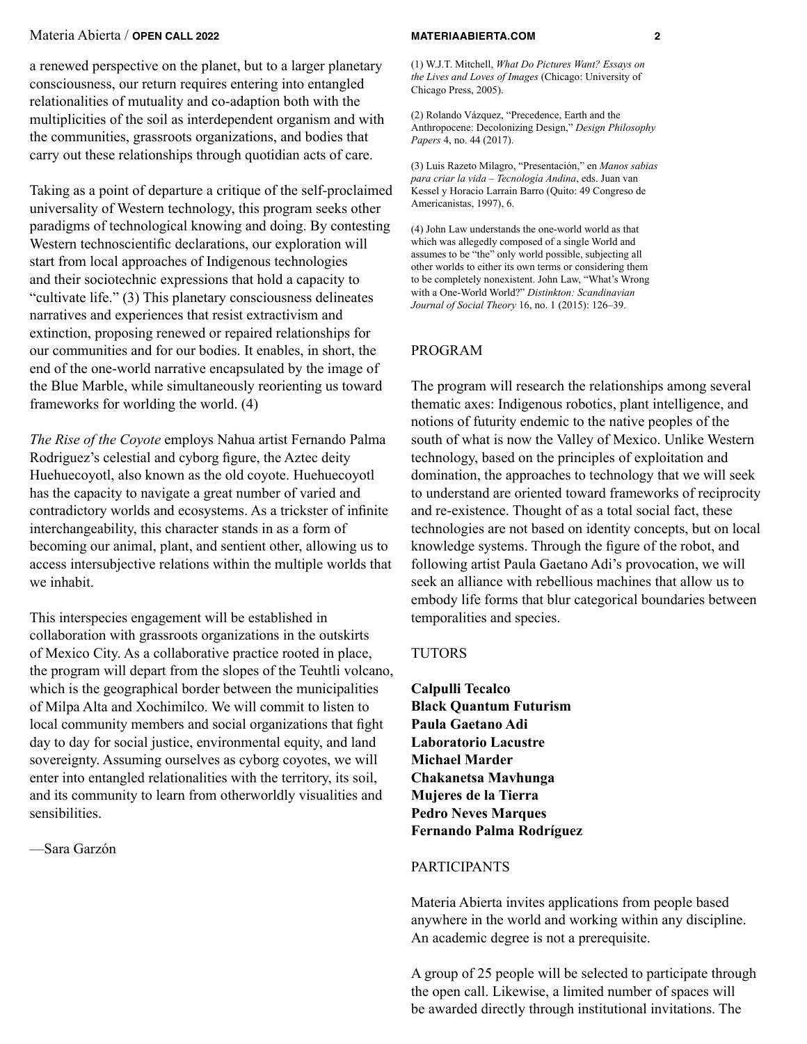a renewed perspective on the planet, but to a larger planetary consciousness, our return requires entering into entangled relationalities of mutuality and co-adaption both with the multiplicities of the soil as interdependent organism and with the communities, grassroots organizations, and bodies that carry out these relationships through quotidian acts of care.

Taking as a point of departure a critique of the self-proclaimed universality of Western technology, this program seeks other paradigms of technological knowing and doing. By contesting Western technoscientific declarations, our exploration will start from local approaches of Indigenous technologies and their sociotechnic expressions that hold a capacity to "cultivate life." (3) This planetary consciousness delineates narratives and experiences that resist extractivism and extinction, proposing renewed or repaired relationships for our communities and for our bodies. It enables, in short, the end of the one-world narrative encapsulated by the image of the Blue Marble, while simultaneously reorienting us toward frameworks for worlding the world. (4)

*The Rise of the Coyote* employs Nahua artist Fernando Palma Rodriguez's celestial and cyborg figure, the Aztec deity Huehuecoyotl, also known as the old coyote. Huehuecoyotl has the capacity to navigate a great number of varied and contradictory worlds and ecosystems. As a trickster of infinite interchangeability, this character stands in as a form of becoming our animal, plant, and sentient other, allowing us to access intersubjective relations within the multiple worlds that we inhabit.

This interspecies engagement will be established in collaboration with grassroots organizations in the outskirts of Mexico City. As a collaborative practice rooted in place, the program will depart from the slopes of the Teuhtli volcano, which is the geographical border between the municipalities of Milpa Alta and Xochimilco. We will commit to listen to local community members and social organizations that fight day to day for social justice, environmental equity, and land sovereignty. Assuming ourselves as cyborg coyotes, we will enter into entangled relationalities with the territory, its soil, and its community to learn from otherworldly visualities and sensibilities.

—Sara Garzón

(1) W.J.T. Mitchell, *What Do Pictures Want? Essays on the Lives and Loves of Images* (Chicago: University of Chicago Press, 2005).

(2) Rolando Vázquez, "Precedence, Earth and the Anthropocene: Decolonizing Design," *Design Philosophy Papers* 4, no. 44 (2017).

(3) Luis Razeto Milagro, "Presentación," en *Manos sabias para criar la vida – Tecnología Andina*, eds. Juan van Kessel y Horacio Larrain Barro (Quito: 49 Congreso de Americanistas, 1997), 6.

(4) John Law understands the one-world world as that which was allegedly composed of a single World and assumes to be "the" only world possible, subjecting all other worlds to either its own terms or considering them to be completely nonexistent. John Law, "What's Wrong with a One-World World?" *Distinkton: Scandinavian Journal of Social Theory* 16, no. 1 (2015): 126–39.

## PROGRAM

The program will research the relationships among several thematic axes: Indigenous robotics, plant intelligence, and notions of futurity endemic to the native peoples of the south of what is now the Valley of Mexico. Unlike Western technology, based on the principles of exploitation and domination, the approaches to technology that we will seek to understand are oriented toward frameworks of reciprocity and re-existence. Thought of as a total social fact, these technologies are not based on identity concepts, but on local knowledge systems. Through the figure of the robot, and following artist Paula Gaetano Adi's provocation, we will seek an alliance with rebellious machines that allow us to embody life forms that blur categorical boundaries between temporalities and species.

## TUTORS

**Calpulli Tecalco**
**Black Quantum Futurism**
**Paula Gaetano Adi**
**Laboratorio Lacustre**
**Michael Marder**
**Chakanetsa Mavhunga**
**Mujeres de la Tierra**
**Pedro Neves Marques**
**Fernando Palma Rodríguez**

## PARTICIPANTS

Materia Abierta invites applications from people based anywhere in the world and working within any discipline. An academic degree is not a prerequisite.

A group of 25 people will be selected to participate through the open call. Likewise, a limited number of spaces will be awarded directly through institutional invitations. The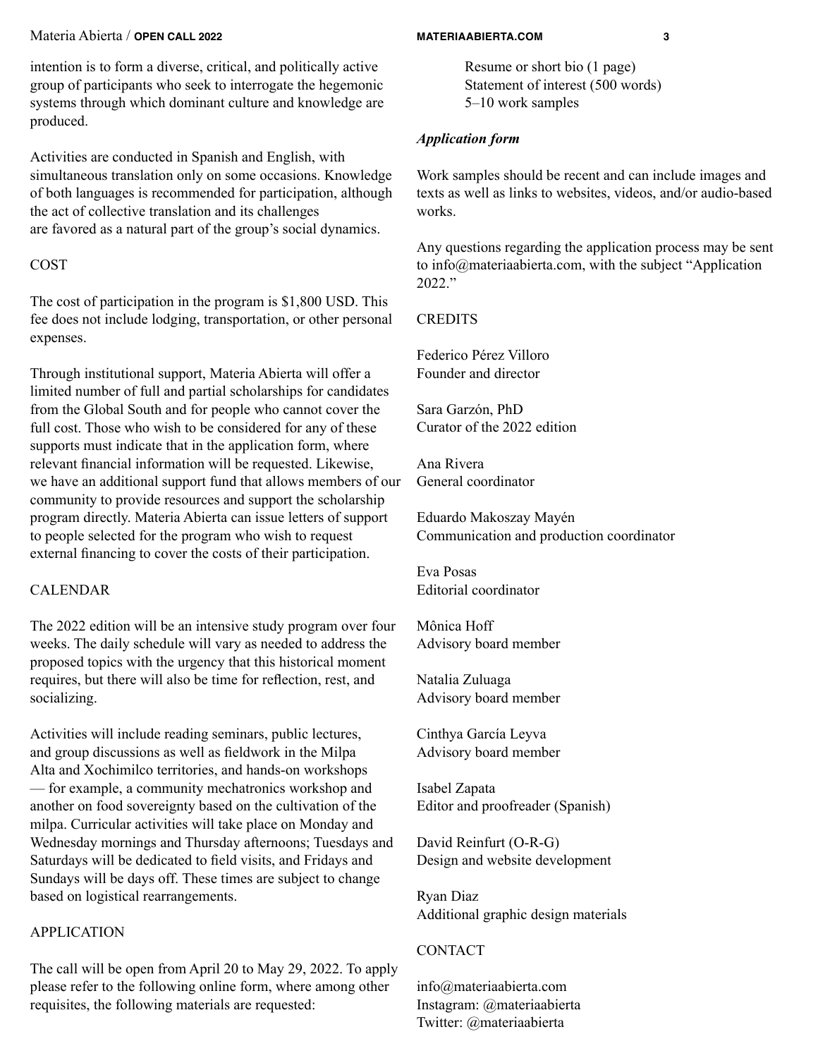intention is to form a diverse, critical, and politically active group of participants who seek to interrogate the hegemonic systems through which dominant culture and knowledge are produced.

Activities are conducted in Spanish and English, with simultaneous translation only on some occasions. Knowledge of both languages is recommended for participation, although the act of collective translation and its challenges are favored as a natural part of the group's social dynamics.

## COST

The cost of participation in the program is $1,800 USD. This fee does not include lodging, transportation, or other personal expenses.

Through institutional support, Materia Abierta will offer a limited number of full and partial scholarships for candidates from the Global South and for people who cannot cover the full cost. Those who wish to be considered for any of these supports must indicate that in the application form, where relevant financial information will be requested. Likewise, we have an additional support fund that allows members of our community to provide resources and support the scholarship program directly. Materia Abierta can issue letters of support to people selected for the program who wish to request external financing to cover the costs of their participation.

## CALENDAR

The 2022 edition will be an intensive study program over four weeks. The daily schedule will vary as needed to address the proposed topics with the urgency that this historical moment requires, but there will also be time for reflection, rest, and socializing.

Activities will include reading seminars, public lectures, and group discussions as well as fieldwork in the Milpa Alta and Xochimilco territories, and hands-on workshops — for example, a community mechatronics workshop and another on food sovereignty based on the cultivation of the milpa. Curricular activities will take place on Monday and Wednesday mornings and Thursday afternoons; Tuesdays and Saturdays will be dedicated to field visits, and Fridays and Sundays will be days off. These times are subject to change based on logistical rearrangements.

## APPLICATION

The call will be open from April 20 to May 29, 2022. To apply please refer to the following online form, where among other requisites, the following materials are requested:

Resume or short bio (1 page)
Statement of interest (500 words)
5–10 work samples

***Application form***

Work samples should be recent and can include images and texts as well as links to websites, videos, and/or audio-based works.

Any questions regarding the application process may be sent to info@materiaabierta.com, with the subject "Application 2022."

## CREDITS

Federico Pérez Villoro
Founder and director

Sara Garzón, PhD
Curator of the 2022 edition

Ana Rivera
General coordinator

Eduardo Makoszay Mayén
Communication and production coordinator

Eva Posas
Editorial coordinator

Mônica Hoff
Advisory board member

Natalia Zuluaga
Advisory board member

Cinthya García Leyva
Advisory board member

Isabel Zapata
Editor and proofreader (Spanish)

David Reinfurt (O-R-G)
Design and website development

Ryan Diaz
Additional graphic design materials

## CONTACT

info@materiaabierta.com
Instagram: @materiaabierta
Twitter: @materiaabierta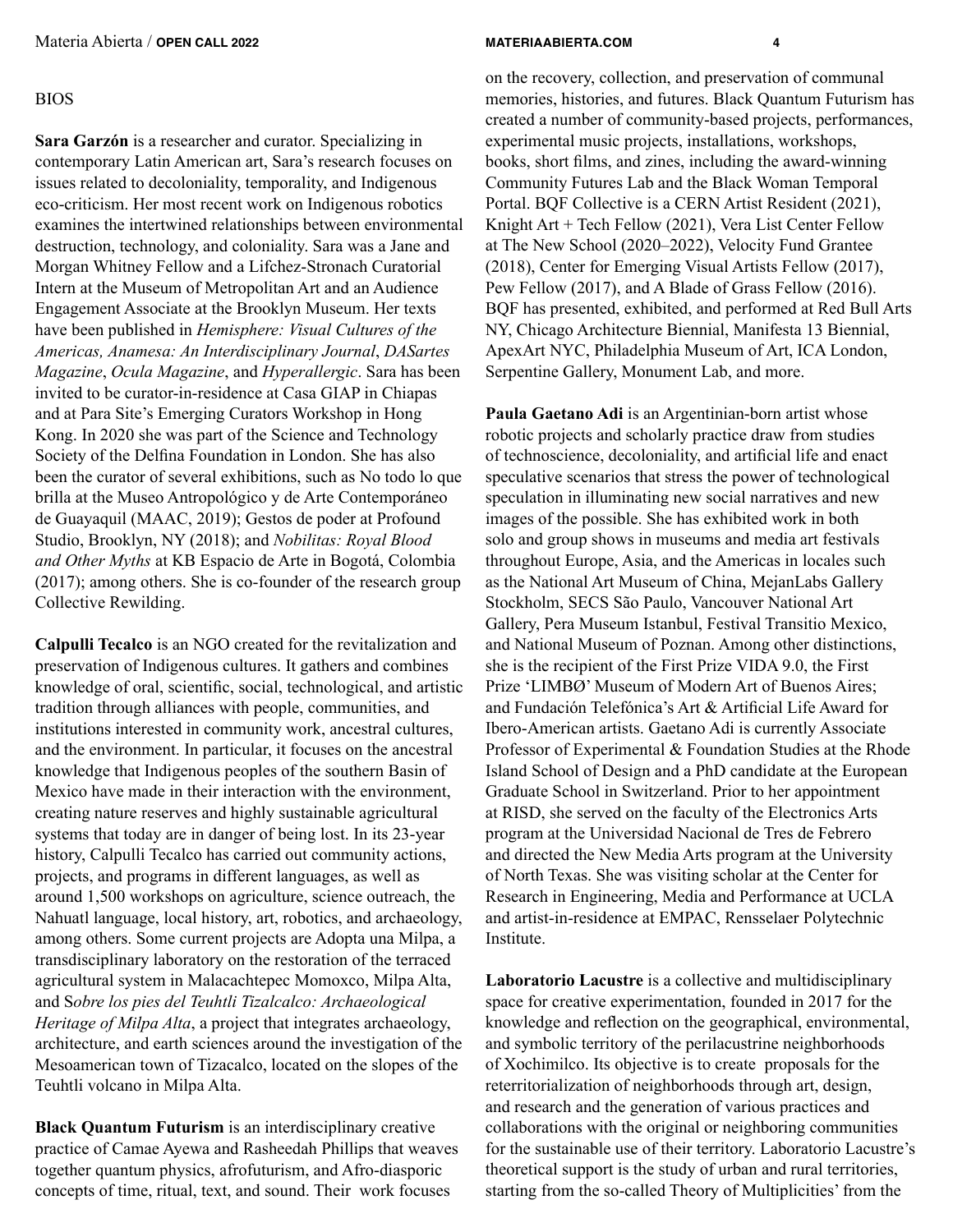BIOS

**Sara Garzón** is a researcher and curator. Specializing in contemporary Latin American art, Sara's research focuses on issues related to decoloniality, temporality, and Indigenous eco-criticism. Her most recent work on Indigenous robotics examines the intertwined relationships between environmental destruction, technology, and coloniality. Sara was a Jane and Morgan Whitney Fellow and a Lifchez-Stronach Curatorial Intern at the Museum of Metropolitan Art and an Audience Engagement Associate at the Brooklyn Museum. Her texts have been published in *Hemisphere: Visual Cultures of the Americas, Anamesa: An Interdisciplinary Journal*, *DASartes Magazine*, *Ocula Magazine*, and *Hyperallergic*. Sara has been invited to be curator-in-residence at Casa GIAP in Chiapas and at Para Site's Emerging Curators Workshop in Hong Kong. In 2020 she was part of the Science and Technology Society of the Delfina Foundation in London. She has also been the curator of several exhibitions, such as No todo lo que brilla at the Museo Antropológico y de Arte Contemporáneo de Guayaquil (MAAC, 2019); Gestos de poder at Profound Studio, Brooklyn, NY (2018); and *Nobilitas: Royal Blood and Other Myths* at KB Espacio de Arte in Bogotá, Colombia (2017); among others. She is co-founder of the research group Collective Rewilding.

**Calpulli Tecalco** is an NGO created for the revitalization and preservation of Indigenous cultures. It gathers and combines knowledge of oral, scientific, social, technological, and artistic tradition through alliances with people, communities, and institutions interested in community work, ancestral cultures, and the environment. In particular, it focuses on the ancestral knowledge that Indigenous peoples of the southern Basin of Mexico have made in their interaction with the environment, creating nature reserves and highly sustainable agricultural systems that today are in danger of being lost. In its 23-year history, Calpulli Tecalco has carried out community actions, projects, and programs in different languages, as well as around 1,500 workshops on agriculture, science outreach, the Nahuatl language, local history, art, robotics, and archaeology, among others. Some current projects are Adopta una Milpa, a transdisciplinary laboratory on the restoration of the terraced agricultural system in Malacachtepec Momoxco, Milpa Alta, and S*obre los pies del Teuhtli Tizalcalco: Archaeological Heritage of Milpa Alta*, a project that integrates archaeology, architecture, and earth sciences around the investigation of the Mesoamerican town of Tizacalco, located on the slopes of the Teuhtli volcano in Milpa Alta.

**Black Quantum Futurism** is an interdisciplinary creative practice of Camae Ayewa and Rasheedah Phillips that weaves together quantum physics, afrofuturism, and Afro-diasporic concepts of time, ritual, text, and sound. Their work focuses on the recovery, collection, and preservation of communal memories, histories, and futures. Black Quantum Futurism has created a number of community-based projects, performances, experimental music projects, installations, workshops, books, short films, and zines, including the award-winning Community Futures Lab and the Black Woman Temporal Portal. BQF Collective is a CERN Artist Resident (2021), Knight Art + Tech Fellow (2021), Vera List Center Fellow at The New School (2020–2022), Velocity Fund Grantee (2018), Center for Emerging Visual Artists Fellow (2017), Pew Fellow (2017), and A Blade of Grass Fellow (2016). BQF has presented, exhibited, and performed at Red Bull Arts NY, Chicago Architecture Biennial, Manifesta 13 Biennial, ApexArt NYC, Philadelphia Museum of Art, ICA London, Serpentine Gallery, Monument Lab, and more.

**Paula Gaetano Adi** is an Argentinian-born artist whose robotic projects and scholarly practice draw from studies of technoscience, decoloniality, and artificial life and enact speculative scenarios that stress the power of technological speculation in illuminating new social narratives and new images of the possible. She has exhibited work in both solo and group shows in museums and media art festivals throughout Europe, Asia, and the Americas in locales such as the National Art Museum of China, MejanLabs Gallery Stockholm, SECS São Paulo, Vancouver National Art Gallery, Pera Museum Istanbul, Festival Transitio Mexico, and National Museum of Poznan. Among other distinctions, she is the recipient of the First Prize VIDA 9.0, the First Prize 'LIMBØ' Museum of Modern Art of Buenos Aires; and Fundación Telefónica's Art & Artificial Life Award for Ibero-American artists. Gaetano Adi is currently Associate Professor of Experimental & Foundation Studies at the Rhode Island School of Design and a PhD candidate at the European Graduate School in Switzerland. Prior to her appointment at RISD, she served on the faculty of the Electronics Arts program at the Universidad Nacional de Tres de Febrero and directed the New Media Arts program at the University of North Texas. She was visiting scholar at the Center for Research in Engineering, Media and Performance at UCLA and artist-in-residence at EMPAC, Rensselaer Polytechnic Institute.

**Laboratorio Lacustre** is a collective and multidisciplinary space for creative experimentation, founded in 2017 for the knowledge and reflection on the geographical, environmental, and symbolic territory of the perilacustrine neighborhoods of Xochimilco. Its objective is to create proposals for the reterritorialization of neighborhoods through art, design, and research and the generation of various practices and collaborations with the original or neighboring communities for the sustainable use of their territory. Laboratorio Lacustre's theoretical support is the study of urban and rural territories, starting from the so-called Theory of Multiplicities' from the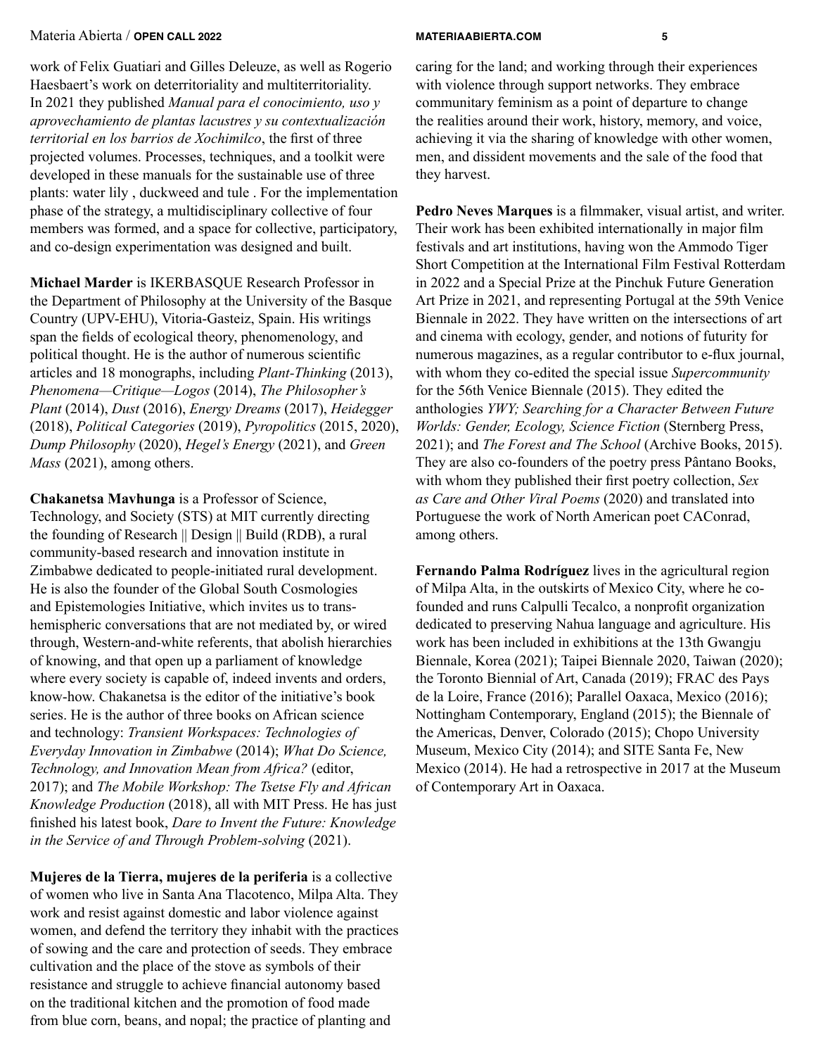work of Felix Guatiari and Gilles Deleuze, as well as Rogerio Haesbaert's work on deterritoriality and multiterritoriality. In 2021 they published *Manual para el conocimiento, uso y aprovechamiento de plantas lacustres y su contextualización territorial en los barrios de Xochimilco*, the first of three projected volumes. Processes, techniques, and a toolkit were developed in these manuals for the sustainable use of three plants: water lily , duckweed and tule . For the implementation phase of the strategy, a multidisciplinary collective of four members was formed, and a space for collective, participatory, and co-design experimentation was designed and built.

**Michael Marder** is IKERBASQUE Research Professor in the Department of Philosophy at the University of the Basque Country (UPV-EHU), Vitoria-Gasteiz, Spain. His writings span the fields of ecological theory, phenomenology, and political thought. He is the author of numerous scientific articles and 18 monographs, including *Plant-Thinking* (2013), *Phenomena—Critique—Logos* (2014), *The Philosopher's Plant* (2014), *Dust* (2016), *Energy Dreams* (2017), *Heidegger* (2018), *Political Categories* (2019), *Pyropolitics* (2015, 2020), *Dump Philosophy* (2020), *Hegel's Energy* (2021), and *Green Mass* (2021), among others.

**Chakanetsa Mavhunga** is a Professor of Science, Technology, and Society (STS) at MIT currently directing the founding of Research || Design || Build (RDB), a rural community-based research and innovation institute in Zimbabwe dedicated to people-initiated rural development. He is also the founder of the Global South Cosmologies and Epistemologies Initiative, which invites us to trans-hemispheric conversations that are not mediated by, or wired through, Western-and-white referents, that abolish hierarchies of knowing, and that open up a parliament of knowledge where every society is capable of, indeed invents and orders, know-how. Chakanetsa is the editor of the initiative's book series. He is the author of three books on African science and technology: *Transient Workspaces: Technologies of Everyday Innovation in Zimbabwe* (2014); *What Do Science, Technology, and Innovation Mean from Africa?* (editor, 2017); and *The Mobile Workshop: The Tsetse Fly and African Knowledge Production* (2018), all with MIT Press. He has just finished his latest book, *Dare to Invent the Future: Knowledge in the Service of and Through Problem-solving* (2021).

**Mujeres de la Tierra, mujeres de la periferia** is a collective of women who live in Santa Ana Tlacotenco, Milpa Alta. They work and resist against domestic and labor violence against women, and defend the territory they inhabit with the practices of sowing and the care and protection of seeds. They embrace cultivation and the place of the stove as symbols of their resistance and struggle to achieve financial autonomy based on the traditional kitchen and the promotion of food made from blue corn, beans, and nopal; the practice of planting and caring for the land; and working through their experiences with violence through support networks. They embrace communitary feminism as a point of departure to change the realities around their work, history, memory, and voice, achieving it via the sharing of knowledge with other women, men, and dissident movements and the sale of the food that they harvest.

**Pedro Neves Marques** is a filmmaker, visual artist, and writer. Their work has been exhibited internationally in major film festivals and art institutions, having won the Ammodo Tiger Short Competition at the International Film Festival Rotterdam in 2022 and a Special Prize at the Pinchuk Future Generation Art Prize in 2021, and representing Portugal at the 59th Venice Biennale in 2022. They have written on the intersections of art and cinema with ecology, gender, and notions of futurity for numerous magazines, as a regular contributor to e-flux journal, with whom they co-edited the special issue *Supercommunity* for the 56th Venice Biennale (2015). They edited the anthologies *YWY; Searching for a Character Between Future Worlds: Gender, Ecology, Science Fiction* (Sternberg Press, 2021); and *The Forest and The School* (Archive Books, 2015). They are also co-founders of the poetry press Pântano Books, with whom they published their first poetry collection, *Sex as Care and Other Viral Poems* (2020) and translated into Portuguese the work of North American poet CAConrad, among others.

**Fernando Palma Rodríguez** lives in the agricultural region of Milpa Alta, in the outskirts of Mexico City, where he co-founded and runs Calpulli Tecalco, a nonprofit organization dedicated to preserving Nahua language and agriculture. His work has been included in exhibitions at the 13th Gwangju Biennale, Korea (2021); Taipei Biennale 2020, Taiwan (2020); the Toronto Biennial of Art, Canada (2019); FRAC des Pays de la Loire, France (2016); Parallel Oaxaca, Mexico (2016); Nottingham Contemporary, England (2015); the Biennale of the Americas, Denver, Colorado (2015); Chopo University Museum, Mexico City (2014); and SITE Santa Fe, New Mexico (2014). He had a retrospective in 2017 at the Museum of Contemporary Art in Oaxaca.